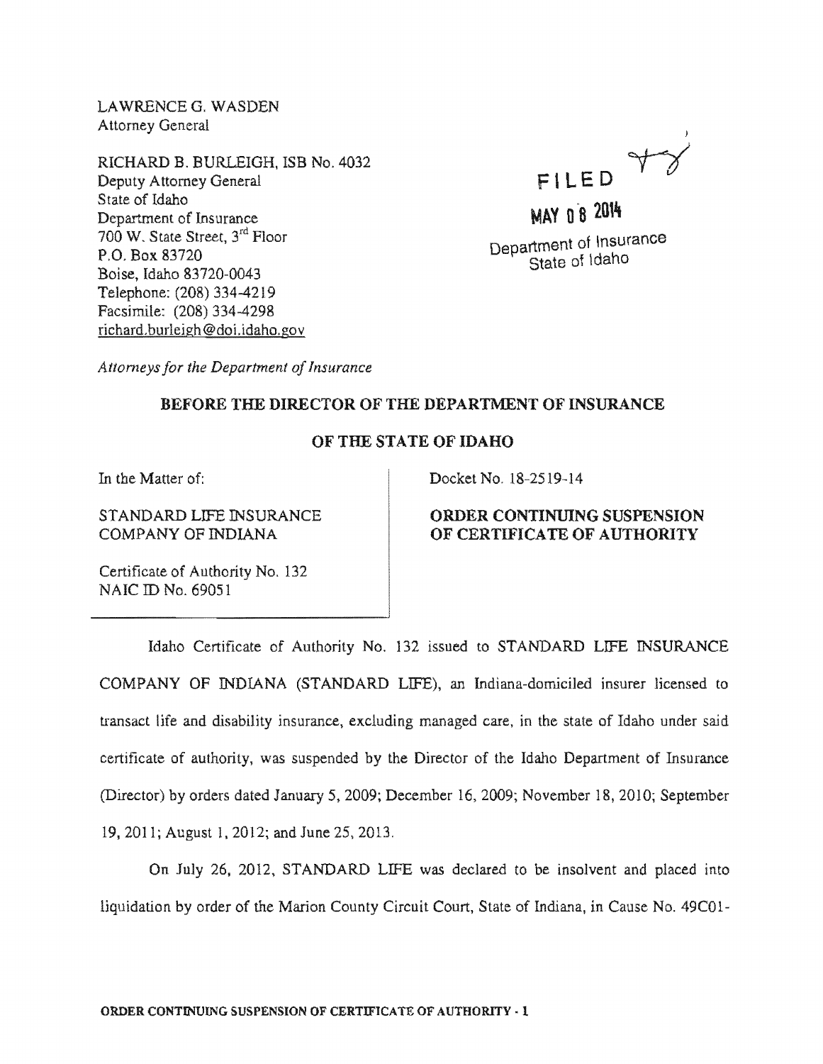LAWRENCE G. WASDEN
Attorney General

RICHARD B. BURLEIGH, ISB No. 4032
Deputy Attorney General
State of Idaho
Department of Insurance
700 W. State Street, 3rd Floor
P.O. Box 83720
Boise, Idaho 83720-0043
Telephone: (208) 334-4219
Facsimile: (208) 334-4298
richard.burleigh@doi.idaho.gov

FILED
MAY 08 2014
Department of Insurance
State of Idaho

*Attorneys for the Department of Insurance*

**BEFORE THE DIRECTOR OF THE DEPARTMENT OF INSURANCE**

**OF THE STATE OF IDAHO**

| | |
|---|---|
| In the Matter of:<br><br>STANDARD LIFE INSURANCE COMPANY OF INDIANA<br><br>Certificate of Authority No. 132<br>NAIC ID No. 69051 | Docket No. 18-2519-14<br><br>**ORDER CONTINUING SUSPENSION OF CERTIFICATE OF AUTHORITY** |

Idaho Certificate of Authority No. 132 issued to STANDARD LIFE INSURANCE COMPANY OF INDIANA (STANDARD LIFE), an Indiana-domiciled insurer licensed to transact life and disability insurance, excluding managed care, in the state of Idaho under said certificate of authority, was suspended by the Director of the Idaho Department of Insurance (Director) by orders dated January 5, 2009; December 16, 2009; November 18, 2010; September 19, 2011; August 1, 2012; and June 25, 2013.

On July 26, 2012, STANDARD LIFE was declared to be insolvent and placed into liquidation by order of the Marion County Circuit Court, State of Indiana, in Cause No. 49C01-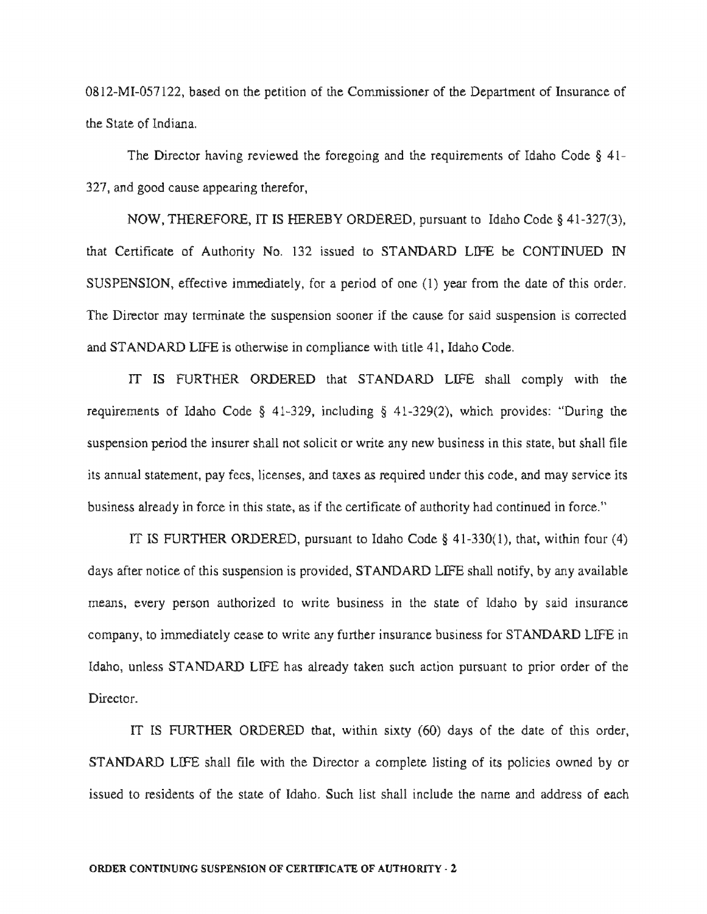0812-MI-057122, based on the petition of the Commissioner of the Department of Insurance of the State of Indiana.

The Director having reviewed the foregoing and the requirements of Idaho Code § 41-327, and good cause appearing therefor,

NOW, THEREFORE, IT IS HEREBY ORDERED, pursuant to Idaho Code § 41-327(3), that Certificate of Authority No. 132 issued to STANDARD LIFE be CONTINUED IN SUSPENSION, effective immediately, for a period of one (1) year from the date of this order. The Director may terminate the suspension sooner if the cause for said suspension is corrected and STANDARD LIFE is otherwise in compliance with title 41, Idaho Code.

IT IS FURTHER ORDERED that STANDARD LIFE shall comply with the requirements of Idaho Code § 41-329, including § 41-329(2), which provides: "During the suspension period the insurer shall not solicit or write any new business in this state, but shall file its annual statement, pay fees, licenses, and taxes as required under this code, and may service its business already in force in this state, as if the certificate of authority had continued in force."

IT IS FURTHER ORDERED, pursuant to Idaho Code § 41-330(1), that, within four (4) days after notice of this suspension is provided, STANDARD LIFE shall notify, by any available means, every person authorized to write business in the state of Idaho by said insurance company, to immediately cease to write any further insurance business for STANDARD LIFE in Idaho, unless STANDARD LIFE has already taken such action pursuant to prior order of the Director.

IT IS FURTHER ORDERED that, within sixty (60) days of the date of this order, STANDARD LIFE shall file with the Director a complete listing of its policies owned by or issued to residents of the state of Idaho. Such list shall include the name and address of each

**ORDER CONTINUING SUSPENSION OF CERTIFICATE OF AUTHORITY - 2**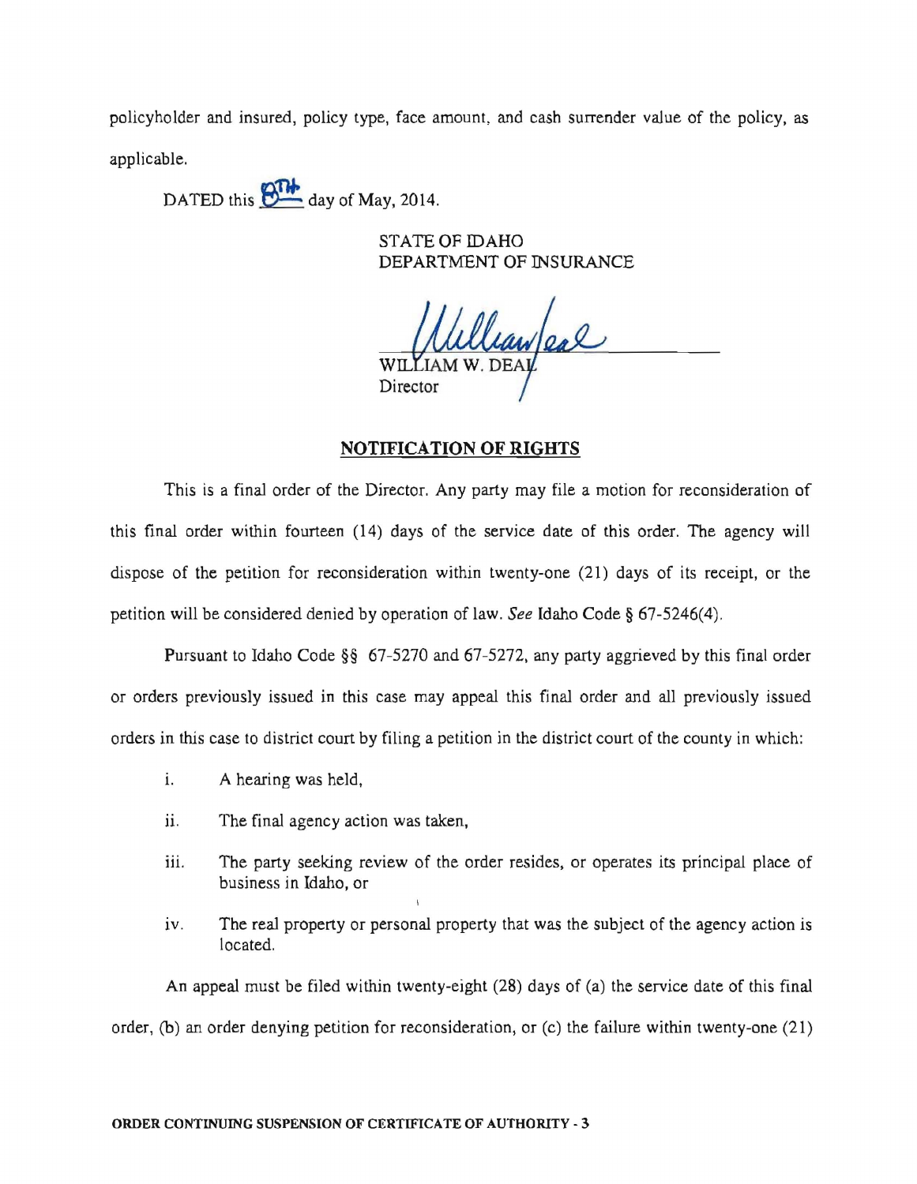policyholder and insured, policy type, face amount, and cash surrender value of the policy, as applicable.

DATED this 8TH day of May, 2014.

STATE OF IDAHO
DEPARTMENT OF INSURANCE

William Deal
WILLIAM W. DEAL
Director

## NOTIFICATION OF RIGHTS

This is a final order of the Director. Any party may file a motion for reconsideration of this final order within fourteen (14) days of the service date of this order. The agency will dispose of the petition for reconsideration within twenty-one (21) days of its receipt, or the petition will be considered denied by operation of law. *See* Idaho Code § 67-5246(4).

Pursuant to Idaho Code §§ 67-5270 and 67-5272, any party aggrieved by this final order or orders previously issued in this case may appeal this final order and all previously issued orders in this case to district court by filing a petition in the district court of the county in which:

i. A hearing was held,

ii. The final agency action was taken,

iii. The party seeking review of the order resides, or operates its principal place of business in Idaho, or

iv. The real property or personal property that was the subject of the agency action is located.

An appeal must be filed within twenty-eight (28) days of (a) the service date of this final order, (b) an order denying petition for reconsideration, or (c) the failure within twenty-one (21)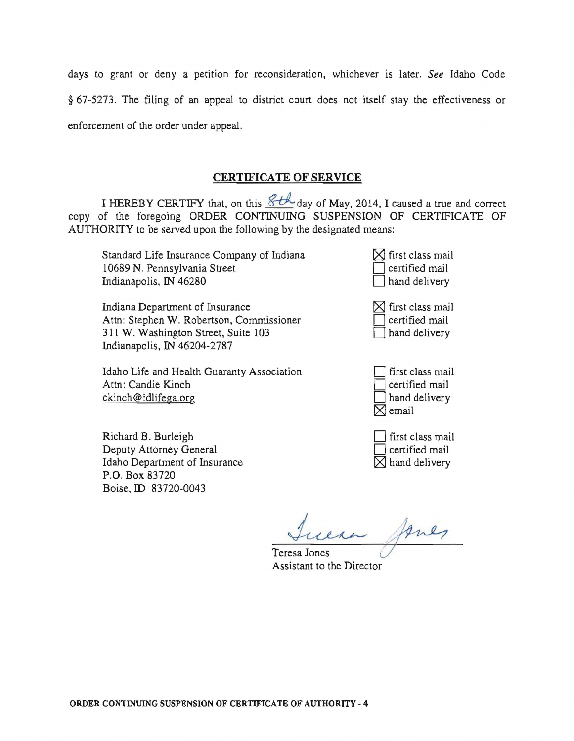days to grant or deny a petition for reconsideration, whichever is later. *See* Idaho Code § 67-5273. The filing of an appeal to district court does not itself stay the effectiveness or enforcement of the order under appeal.

## CERTIFICATE OF SERVICE

I HEREBY CERTIFY that, on this 8th day of May, 2014, I caused a true and correct copy of the foregoing ORDER CONTINUING SUSPENSION OF CERTIFICATE OF AUTHORITY to be served upon the following by the designated means:

| | |
|---|---|
| Standard Life Insurance Company of Indiana<br>10689 N. Pennsylvania Street<br>Indianapolis, IN 46280 | ☒ first class mail<br>☐ certified mail<br>☐ hand delivery |
| Indiana Department of Insurance<br>Attn: Stephen W. Robertson, Commissioner<br>311 W. Washington Street, Suite 103<br>Indianapolis, IN 46204-2787 | ☒ first class mail<br>☐ certified mail<br>☐ hand delivery |
| Idaho Life and Health Guaranty Association<br>Attn: Candie Kinch<br>ckinch@idlifega.org | ☐ first class mail<br>☐ certified mail<br>☐ hand delivery<br>☒ email |
| Richard B. Burleigh<br>Deputy Attorney General<br>Idaho Department of Insurance<br>P.O. Box 83720<br>Boise, ID 83720-0043 | ☐ first class mail<br>☐ certified mail<br>☒ hand delivery |

Teresa Jones
Teresa Jones
Assistant to the Director